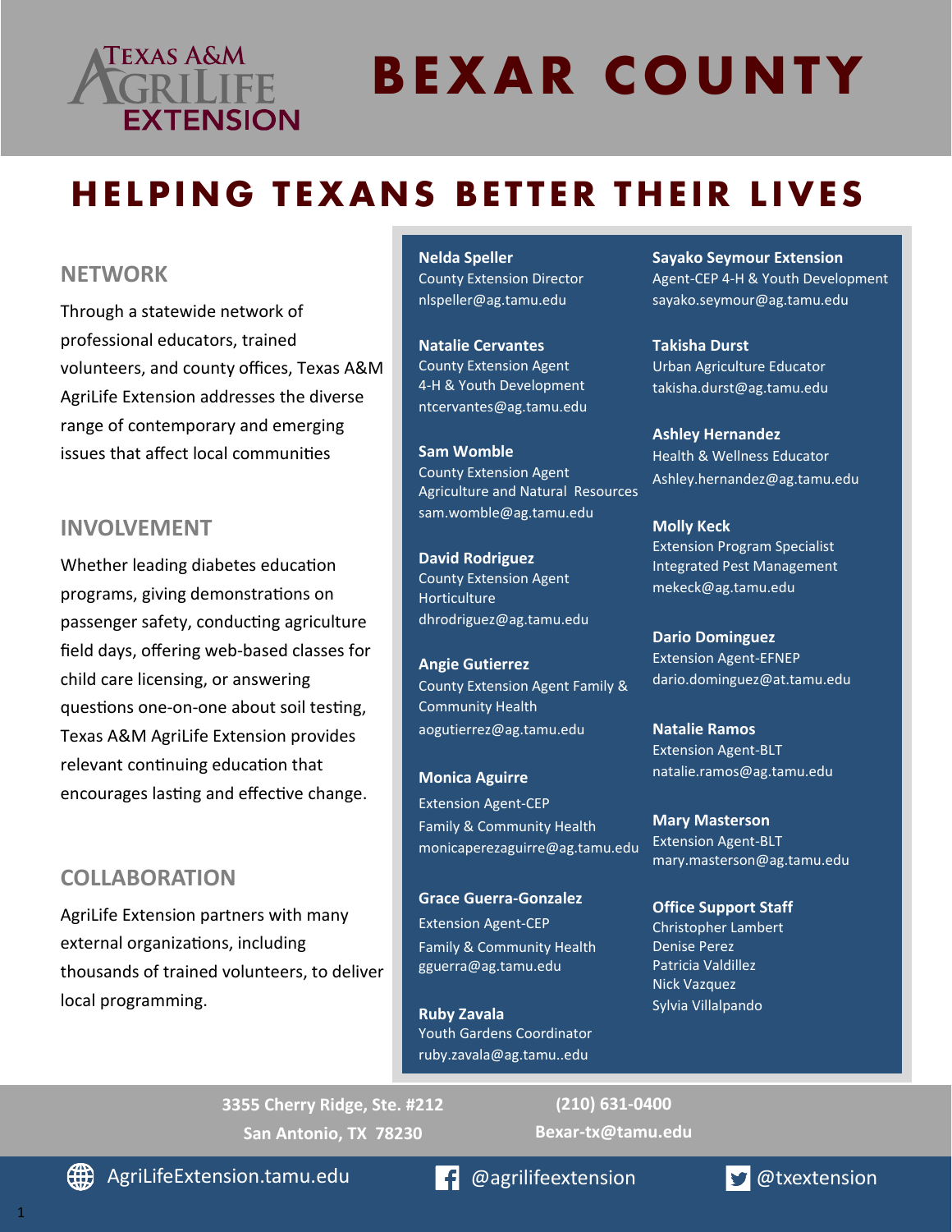Texas A&M AgriLife Extension

# BEXAR COUNTY

## HELPING TEXANS BETTER THEIR LIVES

### NETWORK

Through a statewide network of professional educators, trained volunteers, and county offices, Texas A&M AgriLife Extension addresses the diverse range of contemporary and emerging issues that affect local communities

### INVOLVEMENT

Whether leading diabetes education programs, giving demonstrations on passenger safety, conducting agriculture field days, offering web-based classes for child care licensing, or answering questions one-on-one about soil testing, Texas A&M AgriLife Extension provides relevant continuing education that encourages lasting and effective change.

### COLLABORATION

AgriLife Extension partners with many external organizations, including thousands of trained volunteers, to deliver local programming.

**Nelda Speller**
County Extension Director
nlspeller@ag.tamu.edu

**Natalie Cervantes**
County Extension Agent
4-H & Youth Development
ntcervantes@ag.tamu.edu

**Sam Womble**
County Extension Agent
Agriculture and Natural Resources
sam.womble@ag.tamu.edu

**David Rodriguez**
County Extension Agent
Horticulture
dhrodriguez@ag.tamu.edu

**Angie Gutierrez**
County Extension Agent Family & Community Health
aogutierrez@ag.tamu.edu

**Monica Aguirre**
Extension Agent-CEP
Family & Community Health
monicaperezaguirre@ag.tamu.edu

**Grace Guerra-Gonzalez**
Extension Agent-CEP
Family & Community Health
gguerra@ag.tamu.edu

**Ruby Zavala**
Youth Gardens Coordinator
ruby.zavala@ag.tamu..edu

**Sayako Seymour Extension**
Agent-CEP 4-H & Youth Development
sayako.seymour@ag.tamu.edu

**Takisha Durst**
Urban Agriculture Educator
takisha.durst@ag.tamu.edu

**Ashley Hernandez**
Health & Wellness Educator
Ashley.hernandez@ag.tamu.edu

**Molly Keck**
Extension Program Specialist
Integrated Pest Management
mekeck@ag.tamu.edu

**Dario Dominguez**
Extension Agent-EFNEP
dario.dominguez@at.tamu.edu

**Natalie Ramos**
Extension Agent-BLT
natalie.ramos@ag.tamu.edu

**Mary Masterson**
Extension Agent-BLT
mary.masterson@ag.tamu.edu

**Office Support Staff**
Christopher Lambert
Denise Perez
Patricia Valdillez
Nick Vazquez
Sylvia Villalpando

**3355 Cherry Ridge, Ste. #212**
**San Antonio, TX 78230**

**(210) 631-0400**
**Bexar-tx@tamu.edu**

AgriLifeExtension.tamu.edu | @agrilifeextension | @txextension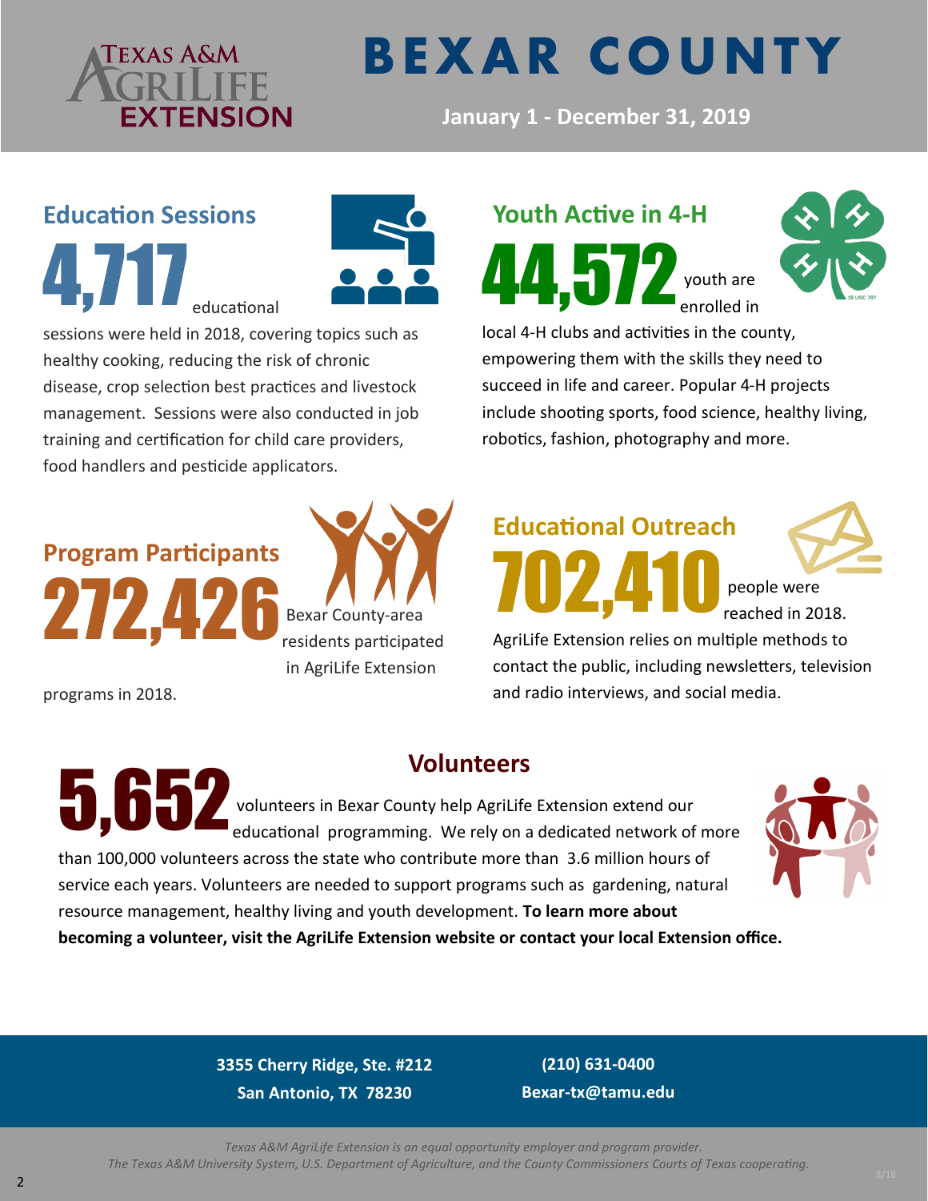TEXAS A&M AGRILIFE EXTENSION

# BEXAR COUNTY

**January 1 - December 31, 2019**

## Education Sessions

**4,717** educational sessions were held in 2018, covering topics such as healthy cooking, reducing the risk of chronic disease, crop selection best practices and livestock management. Sessions were also conducted in job training and certification for child care providers, food handlers and pesticide applicators.

## Youth Active in 4-H

**44,572** youth are enrolled in local 4-H clubs and activities in the county, empowering them with the skills they need to succeed in life and career. Popular 4-H projects include shooting sports, food science, healthy living, robotics, fashion, photography and more.

## Program Participants

**272,426** Bexar County-area residents participated in AgriLife Extension programs in 2018.

## Educational Outreach

**702,410** people were reached in 2018. AgriLife Extension relies on multiple methods to contact the public, including newsletters, television and radio interviews, and social media.

## Volunteers

**5,652** volunteers in Bexar County help AgriLife Extension extend our educational programming. We rely on a dedicated network of more than 100,000 volunteers across the state who contribute more than 3.6 million hours of service each years. Volunteers are needed to support programs such as gardening, natural resource management, healthy living and youth development. **To learn more about becoming a volunteer, visit the AgriLife Extension website or contact your local Extension office.**

**3355 Cherry Ridge, Ste. #212**
**San Antonio, TX 78230**

**(210) 631-0400**
**Bexar-tx@tamu.edu**

*Texas A&M AgriLife Extension is an equal opportunity employer and program provider.*
*The Texas A&M University System, U.S. Department of Agriculture, and the County Commissioners Courts of Texas cooperating.*